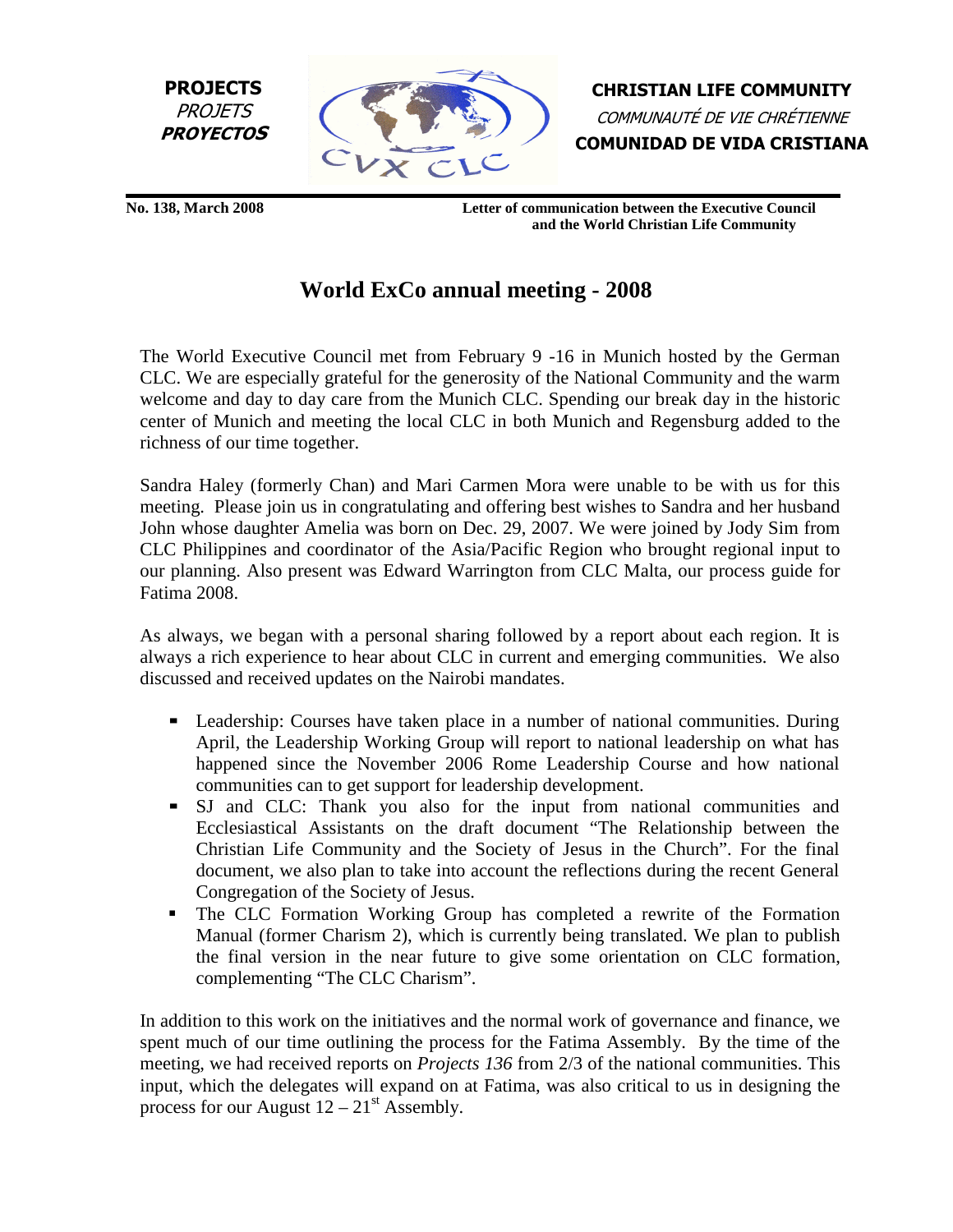**PROJECTS**
*PROJETS*
***PROYECTOS***

**CHRISTIAN LIFE COMMUNITY**
*COMMUNAUTÉ DE VIE CHRÉTIENNE*
**COMUNIDAD DE VIDA CRISTIANA**

**No. 138, March 2008** **Letter of communication between the Executive Council and the World Christian Life Community**

# World ExCo annual meeting - 2008

The World Executive Council met from February 9 -16 in Munich hosted by the German CLC. We are especially grateful for the generosity of the National Community and the warm welcome and day to day care from the Munich CLC. Spending our break day in the historic center of Munich and meeting the local CLC in both Munich and Regensburg added to the richness of our time together.

Sandra Haley (formerly Chan) and Mari Carmen Mora were unable to be with us for this meeting. Please join us in congratulating and offering best wishes to Sandra and her husband John whose daughter Amelia was born on Dec. 29, 2007. We were joined by Jody Sim from CLC Philippines and coordinator of the Asia/Pacific Region who brought regional input to our planning. Also present was Edward Warrington from CLC Malta, our process guide for Fatima 2008.

As always, we began with a personal sharing followed by a report about each region. It is always a rich experience to hear about CLC in current and emerging communities. We also discussed and received updates on the Nairobi mandates.

- Leadership: Courses have taken place in a number of national communities. During April, the Leadership Working Group will report to national leadership on what has happened since the November 2006 Rome Leadership Course and how national communities can to get support for leadership development.
- SJ and CLC: Thank you also for the input from national communities and Ecclesiastical Assistants on the draft document "The Relationship between the Christian Life Community and the Society of Jesus in the Church". For the final document, we also plan to take into account the reflections during the recent General Congregation of the Society of Jesus.
- The CLC Formation Working Group has completed a rewrite of the Formation Manual (former Charism 2), which is currently being translated. We plan to publish the final version in the near future to give some orientation on CLC formation, complementing "The CLC Charism".

In addition to this work on the initiatives and the normal work of governance and finance, we spent much of our time outlining the process for the Fatima Assembly. By the time of the meeting, we had received reports on *Projects 136* from 2/3 of the national communities. This input, which the delegates will expand on at Fatima, was also critical to us in designing the process for our August 12 – 21st Assembly.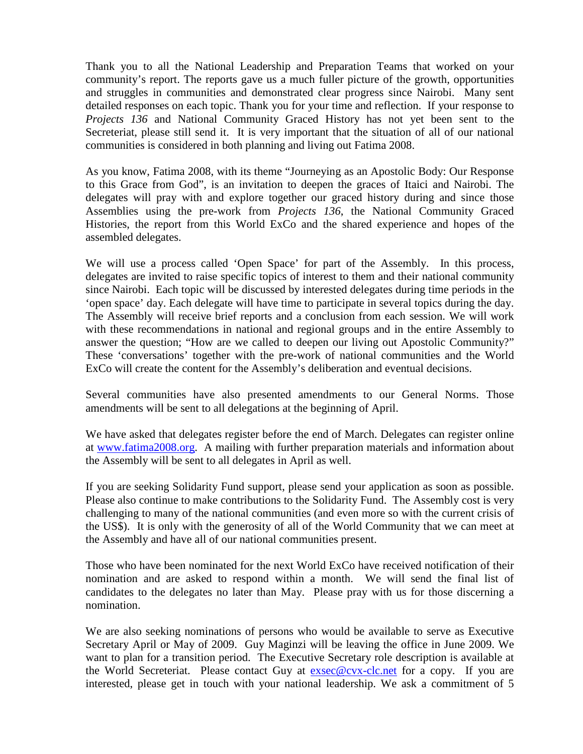Thank you to all the National Leadership and Preparation Teams that worked on your community's report. The reports gave us a much fuller picture of the growth, opportunities and struggles in communities and demonstrated clear progress since Nairobi. Many sent detailed responses on each topic. Thank you for your time and reflection. If your response to *Projects 136* and National Community Graced History has not yet been sent to the Secreteriat, please still send it. It is very important that the situation of all of our national communities is considered in both planning and living out Fatima 2008.

As you know, Fatima 2008, with its theme "Journeying as an Apostolic Body: Our Response to this Grace from God", is an invitation to deepen the graces of Itaici and Nairobi. The delegates will pray with and explore together our graced history during and since those Assemblies using the pre-work from *Projects 136*, the National Community Graced Histories, the report from this World ExCo and the shared experience and hopes of the assembled delegates.

We will use a process called 'Open Space' for part of the Assembly. In this process, delegates are invited to raise specific topics of interest to them and their national community since Nairobi. Each topic will be discussed by interested delegates during time periods in the 'open space' day. Each delegate will have time to participate in several topics during the day. The Assembly will receive brief reports and a conclusion from each session. We will work with these recommendations in national and regional groups and in the entire Assembly to answer the question; "How are we called to deepen our living out Apostolic Community?" These 'conversations' together with the pre-work of national communities and the World ExCo will create the content for the Assembly's deliberation and eventual decisions.

Several communities have also presented amendments to our General Norms. Those amendments will be sent to all delegations at the beginning of April.

We have asked that delegates register before the end of March. Delegates can register online at [www.fatima2008.org](www.fatima2008.org). A mailing with further preparation materials and information about the Assembly will be sent to all delegates in April as well.

If you are seeking Solidarity Fund support, please send your application as soon as possible. Please also continue to make contributions to the Solidarity Fund. The Assembly cost is very challenging to many of the national communities (and even more so with the current crisis of the US$). It is only with the generosity of all of the World Community that we can meet at the Assembly and have all of our national communities present.

Those who have been nominated for the next World ExCo have received notification of their nomination and are asked to respond within a month. We will send the final list of candidates to the delegates no later than May. Please pray with us for those discerning a nomination.

We are also seeking nominations of persons who would be available to serve as Executive Secretary April or May of 2009. Guy Maginzi will be leaving the office in June 2009. We want to plan for a transition period. The Executive Secretary role description is available at the World Secreteriat. Please contact Guy at [exsec@cvx-clc.net](mailto:exsec@cvx-clc.net) for a copy. If you are interested, please get in touch with your national leadership. We ask a commitment of 5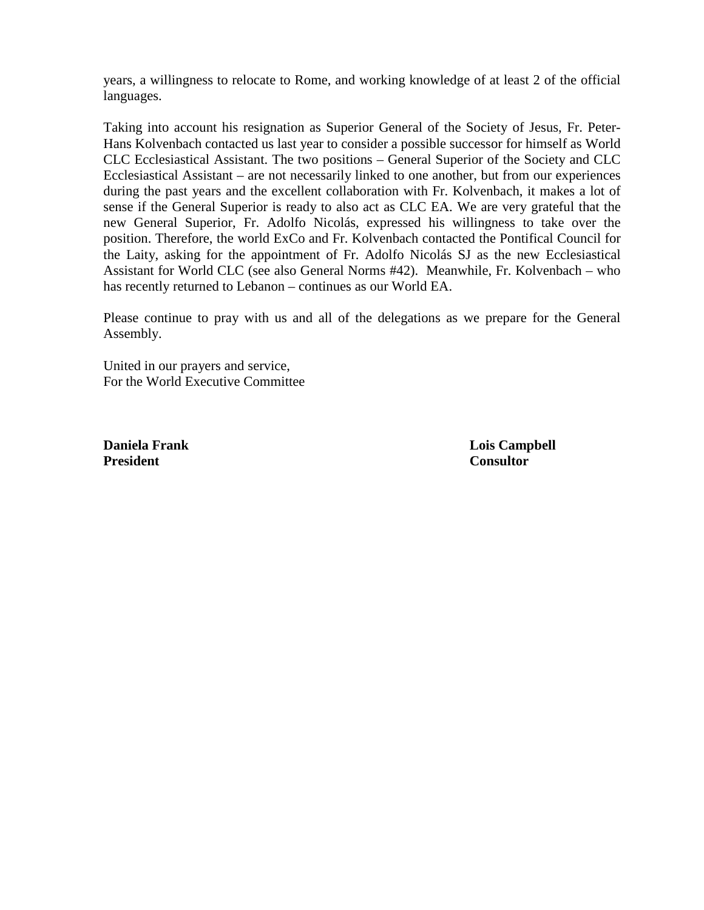years, a willingness to relocate to Rome, and working knowledge of at least 2 of the official languages.

Taking into account his resignation as Superior General of the Society of Jesus, Fr. Peter-Hans Kolvenbach contacted us last year to consider a possible successor for himself as World CLC Ecclesiastical Assistant. The two positions – General Superior of the Society and CLC Ecclesiastical Assistant – are not necessarily linked to one another, but from our experiences during the past years and the excellent collaboration with Fr. Kolvenbach, it makes a lot of sense if the General Superior is ready to also act as CLC EA. We are very grateful that the new General Superior, Fr. Adolfo Nicolás, expressed his willingness to take over the position. Therefore, the world ExCo and Fr. Kolvenbach contacted the Pontifical Council for the Laity, asking for the appointment of Fr. Adolfo Nicolás SJ as the new Ecclesiastical Assistant for World CLC (see also General Norms #42). Meanwhile, Fr. Kolvenbach – who has recently returned to Lebanon – continues as our World EA.

Please continue to pray with us and all of the delegations as we prepare for the General Assembly.

United in our prayers and service,
For the World Executive Committee

**Daniela Frank**
**President**

**Lois Campbell**
**Consultor**